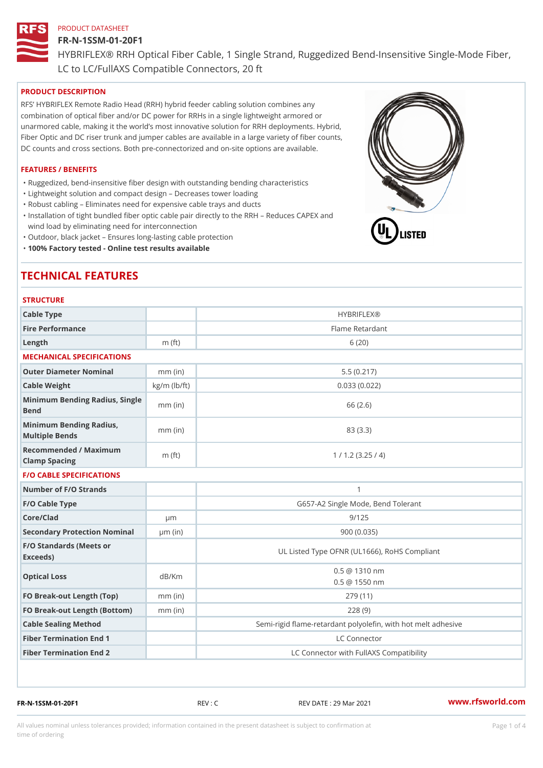PRODUCT DATASHEET

# FR-N-1SSM-01-20F1

HYBRIFLEX® RRH Optical Fiber Cable, 1 Single Strand, Ruggedized Bend-Insensitive Single-Mode Fiber, LC to LC/FullAXS Compatible Connectors, 20 ft

## PRODUCT DESCRIPTION

RFS' HYBRIFLEX Remote Radio Head (RRH) hybrid feeder cabling solution combines any combination of optical fiber and/or DC power for RRHs in a single lightweight armored or unarmored cable, making it the world's most innovative solution for RRH deployments. Hybrid, Fiber Optic and DC riser trunk and jumper cables are available in a large variety of fiber counts, DC counts and cross sections. Both pre-connectorized and on-site options are available.

## FEATURES / BENEFITS

- Ruggedized, bend-insensitive fiber design with outstanding bending characteristics
- Lightweight solution and compact design – Decreases tower loading
- Robust cabling – Eliminates need for expensive cable trays and ducts
- Installation of tight bundled fiber optic cable pair directly to the RRH – Reduces CAPEX and wind load by eliminating need for interconnection
- Outdoor, black jacket – Ensures long-lasting cable protection
- **100% Factory tested - Online test results available**

# TECHNICAL FEATURES

## STRUCTURE

| | | |
|---|---|---|
| Cable Type | | HYBRIFLEX® |
| Fire Performance | | Flame Retardant |
| Length | m (ft) | 6 (20) |

## MECHANICAL SPECIFICATIONS

| | | |
|---|---|---|
| Outer Diameter Nominal | mm (in) | 5.5 (0.217) |
| Cable Weight | kg/m (lb/ft) | 0.033 (0.022) |
| Minimum Bending Radius, Single Bend | mm (in) | 66 (2.6) |
| Minimum Bending Radius, Multiple Bends | mm (in) | 83 (3.3) |
| Recommended / Maximum Clamp Spacing | m (ft) | 1 / 1.2 (3.25 / 4) |

## F/O CABLE SPECIFICATIONS

| | | |
|---|---|---|
| Number of F/O Strands | | 1 |
| F/O Cable Type | | G657-A2 Single Mode, Bend Tolerant |
| Core/Clad | µm | 9/125 |
| Secondary Protection Nominal | µm (in) | 900 (0.035) |
| F/O Standards (Meets or Exceeds) | | UL Listed Type OFNR (UL1666), RoHS Compliant |
| Optical Loss | dB/Km | 0.5 @ 1310 nm<br>0.5 @ 1550 nm |
| FO Break-out Length (Top) | mm (in) | 279 (11) |
| FO Break-out Length (Bottom) | mm (in) | 228 (9) |
| Cable Sealing Method | | Semi-rigid flame-retardant polyolefin, with hot melt adhesive |
| Fiber Termination End 1 | | LC Connector |
| Fiber Termination End 2 | | LC Connector with FullAXS Compatibility |

FR-N-1SSM-01-20F1 REV : C REV DATE : 29 Mar 2021 www.rfsworld.com

All values nominal unless tolerances provided; information contained in the present datasheet is subject to confirmation at time of ordering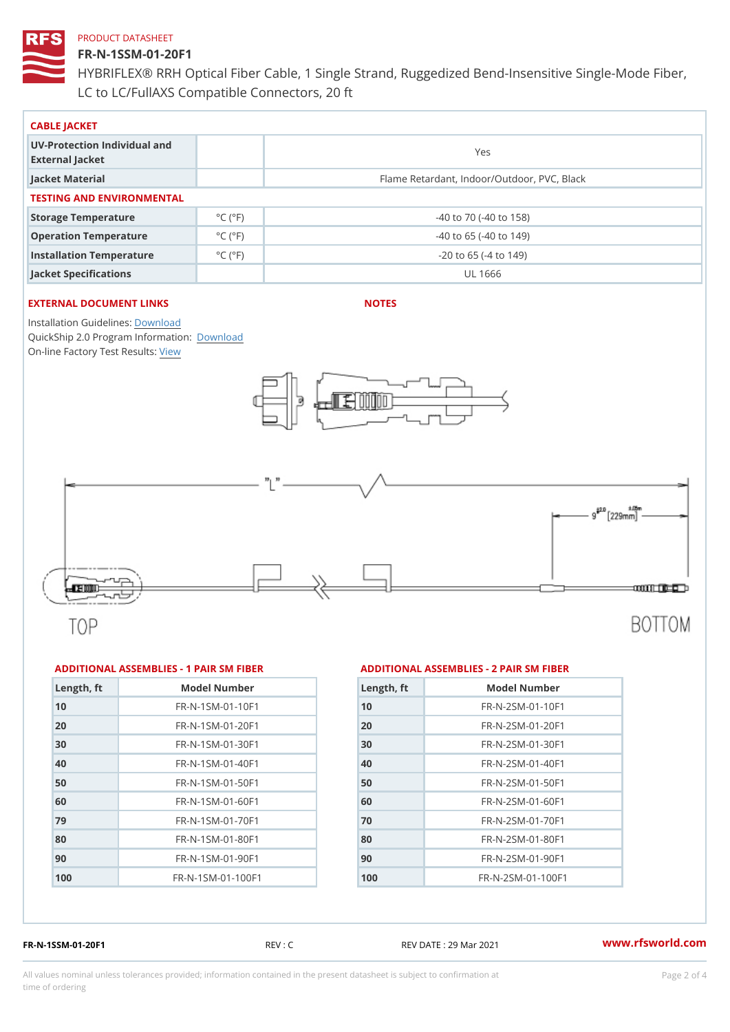PRODUCT DATASHEET

# FR-N-1SSM-01-20F1

HYBRIFLEX® RRH Optical Fiber Cable, 1 Single Strand, Ruggedized Bend-Insensitive Single-Mode Fiber, LC to LC/FullAXS Compatible Connectors, 20 ft

### CABLE JACKET

| | | |
|---|---|---|
| UV-Protection Individual and External Jacket | | Yes |
| Jacket Material | | Flame Retardant, Indoor/Outdoor, PVC, Black |

### TESTING AND ENVIRONMENTAL

| | | |
|---|---|---|
| Storage Temperature | °C (°F) | -40 to 70 (-40 to 158) |
| Operation Temperature | °C (°F) | -40 to 65 (-40 to 149) |
| Installation Temperature | °C (°F) | -20 to 65 (-4 to 149) |
| Jacket Specifications | | UL 1666 |

### EXTERNAL DOCUMENT LINKS

Installation Guidelines: Download
QuickShip 2.0 Program Information: Download
On-line Factory Test Results: View

### NOTES

"L"

9 ±2.0 [229mm ±0.05m]

TOP

BOTTOM

### ADDITIONAL ASSEMBLIES - 1 PAIR SM FIBER

| Length, ft | Model Number |
|---|---|
| 10 | FR-N-1SM-01-10F1 |
| 20 | FR-N-1SM-01-20F1 |
| 30 | FR-N-1SM-01-30F1 |
| 40 | FR-N-1SM-01-40F1 |
| 50 | FR-N-1SM-01-50F1 |
| 60 | FR-N-1SM-01-60F1 |
| 79 | FR-N-1SM-01-70F1 |
| 80 | FR-N-1SM-01-80F1 |
| 90 | FR-N-1SM-01-90F1 |
| 100 | FR-N-1SM-01-100F1 |

### ADDITIONAL ASSEMBLIES - 2 PAIR SM FIBER

| Length, ft | Model Number |
|---|---|
| 10 | FR-N-2SM-01-10F1 |
| 20 | FR-N-2SM-01-20F1 |
| 30 | FR-N-2SM-01-30F1 |
| 40 | FR-N-2SM-01-40F1 |
| 50 | FR-N-2SM-01-50F1 |
| 60 | FR-N-2SM-01-60F1 |
| 70 | FR-N-2SM-01-70F1 |
| 80 | FR-N-2SM-01-80F1 |
| 90 | FR-N-2SM-01-90F1 |
| 100 | FR-N-2SM-01-100F1 |

FR-N-1SSM-01-20F1 REV : C REV DATE : 29 Mar 2021 www.rfsworld.com

All values nominal unless tolerances provided; information contained in the present datasheet is subject to confirmation at time of ordering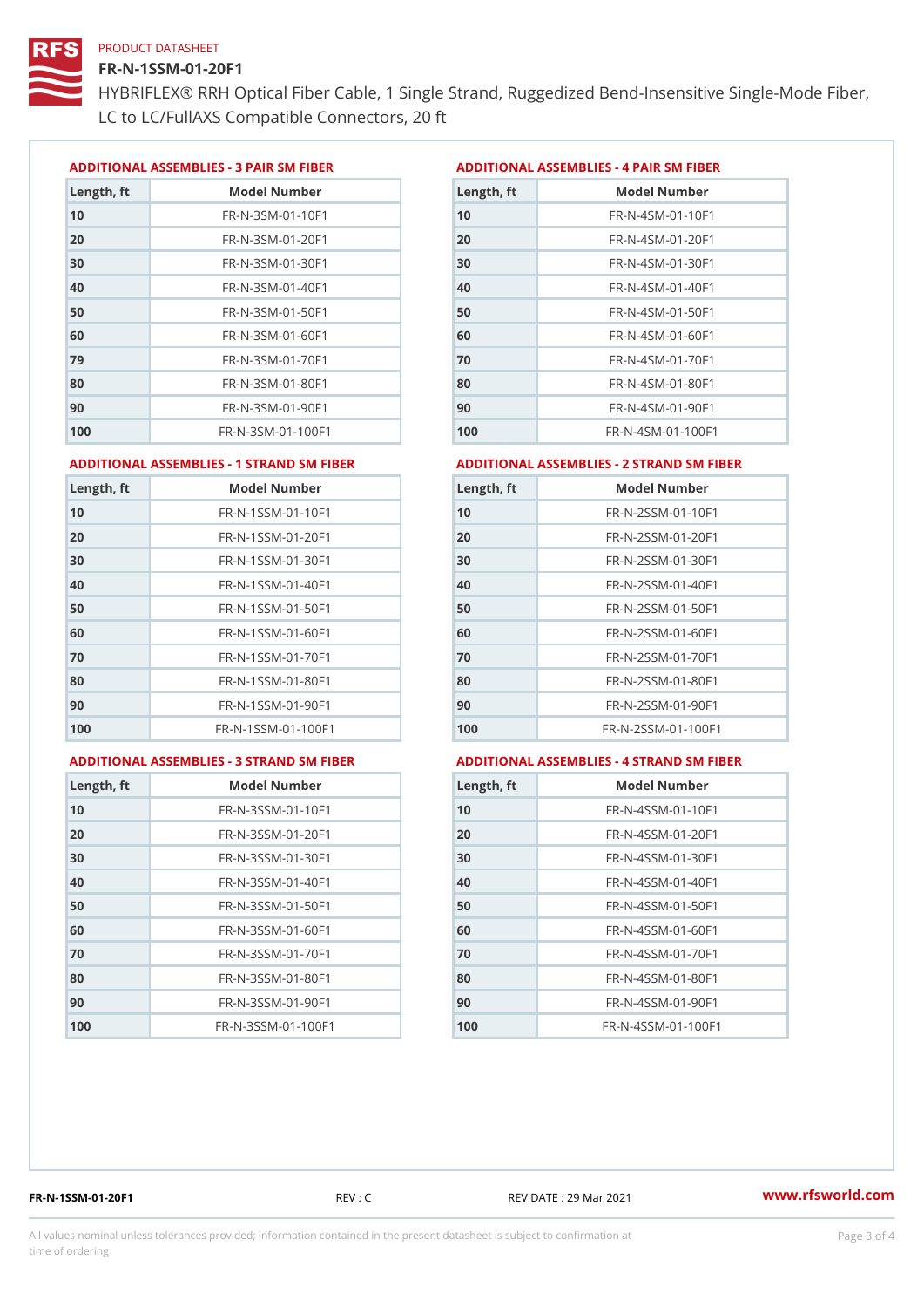PRODUCT DATASHEET

# FR-N-1SSM-01-20F1

HYBRIFLEX® RRH Optical Fiber Cable, 1 Single Strand, Ruggedized Bend-Insensitive Single-Mode Fiber, LC to LC/FullAXS Compatible Connectors, 20 ft

## ADDITIONAL ASSEMBLIES - 3 PAIR SM FIBER

| Length, ft | Model Number |
|---|---|
| 10 | FR-N-3SM-01-10F1 |
| 20 | FR-N-3SM-01-20F1 |
| 30 | FR-N-3SM-01-30F1 |
| 40 | FR-N-3SM-01-40F1 |
| 50 | FR-N-3SM-01-50F1 |
| 60 | FR-N-3SM-01-60F1 |
| 79 | FR-N-3SM-01-70F1 |
| 80 | FR-N-3SM-01-80F1 |
| 90 | FR-N-3SM-01-90F1 |
| 100 | FR-N-3SM-01-100F1 |

## ADDITIONAL ASSEMBLIES - 4 PAIR SM FIBER

| Length, ft | Model Number |
|---|---|
| 10 | FR-N-4SM-01-10F1 |
| 20 | FR-N-4SM-01-20F1 |
| 30 | FR-N-4SM-01-30F1 |
| 40 | FR-N-4SM-01-40F1 |
| 50 | FR-N-4SM-01-50F1 |
| 60 | FR-N-4SM-01-60F1 |
| 70 | FR-N-4SM-01-70F1 |
| 80 | FR-N-4SM-01-80F1 |
| 90 | FR-N-4SM-01-90F1 |
| 100 | FR-N-4SM-01-100F1 |

## ADDITIONAL ASSEMBLIES - 1 STRAND SM FIBER

| Length, ft | Model Number |
|---|---|
| 10 | FR-N-1SSM-01-10F1 |
| 20 | FR-N-1SSM-01-20F1 |
| 30 | FR-N-1SSM-01-30F1 |
| 40 | FR-N-1SSM-01-40F1 |
| 50 | FR-N-1SSM-01-50F1 |
| 60 | FR-N-1SSM-01-60F1 |
| 70 | FR-N-1SSM-01-70F1 |
| 80 | FR-N-1SSM-01-80F1 |
| 90 | FR-N-1SSM-01-90F1 |
| 100 | FR-N-1SSM-01-100F1 |

## ADDITIONAL ASSEMBLIES - 2 STRAND SM FIBER

| Length, ft | Model Number |
|---|---|
| 10 | FR-N-2SSM-01-10F1 |
| 20 | FR-N-2SSM-01-20F1 |
| 30 | FR-N-2SSM-01-30F1 |
| 40 | FR-N-2SSM-01-40F1 |
| 50 | FR-N-2SSM-01-50F1 |
| 60 | FR-N-2SSM-01-60F1 |
| 70 | FR-N-2SSM-01-70F1 |
| 80 | FR-N-2SSM-01-80F1 |
| 90 | FR-N-2SSM-01-90F1 |
| 100 | FR-N-2SSM-01-100F1 |

## ADDITIONAL ASSEMBLIES - 3 STRAND SM FIBER

| Length, ft | Model Number |
|---|---|
| 10 | FR-N-3SSM-01-10F1 |
| 20 | FR-N-3SSM-01-20F1 |
| 30 | FR-N-3SSM-01-30F1 |
| 40 | FR-N-3SSM-01-40F1 |
| 50 | FR-N-3SSM-01-50F1 |
| 60 | FR-N-3SSM-01-60F1 |
| 70 | FR-N-3SSM-01-70F1 |
| 80 | FR-N-3SSM-01-80F1 |
| 90 | FR-N-3SSM-01-90F1 |
| 100 | FR-N-3SSM-01-100F1 |

## ADDITIONAL ASSEMBLIES - 4 STRAND SM FIBER

| Length, ft | Model Number |
|---|---|
| 10 | FR-N-4SSM-01-10F1 |
| 20 | FR-N-4SSM-01-20F1 |
| 30 | FR-N-4SSM-01-30F1 |
| 40 | FR-N-4SSM-01-40F1 |
| 50 | FR-N-4SSM-01-50F1 |
| 60 | FR-N-4SSM-01-60F1 |
| 70 | FR-N-4SSM-01-70F1 |
| 80 | FR-N-4SSM-01-80F1 |
| 90 | FR-N-4SSM-01-90F1 |
| 100 | FR-N-4SSM-01-100F1 |

FR-N-1SSM-01-20F1 REV : C REV DATE : 29 Mar 2021 www.rfsworld.com

All values nominal unless tolerances provided; information contained in the present datasheet is subject to confirmation at time of ordering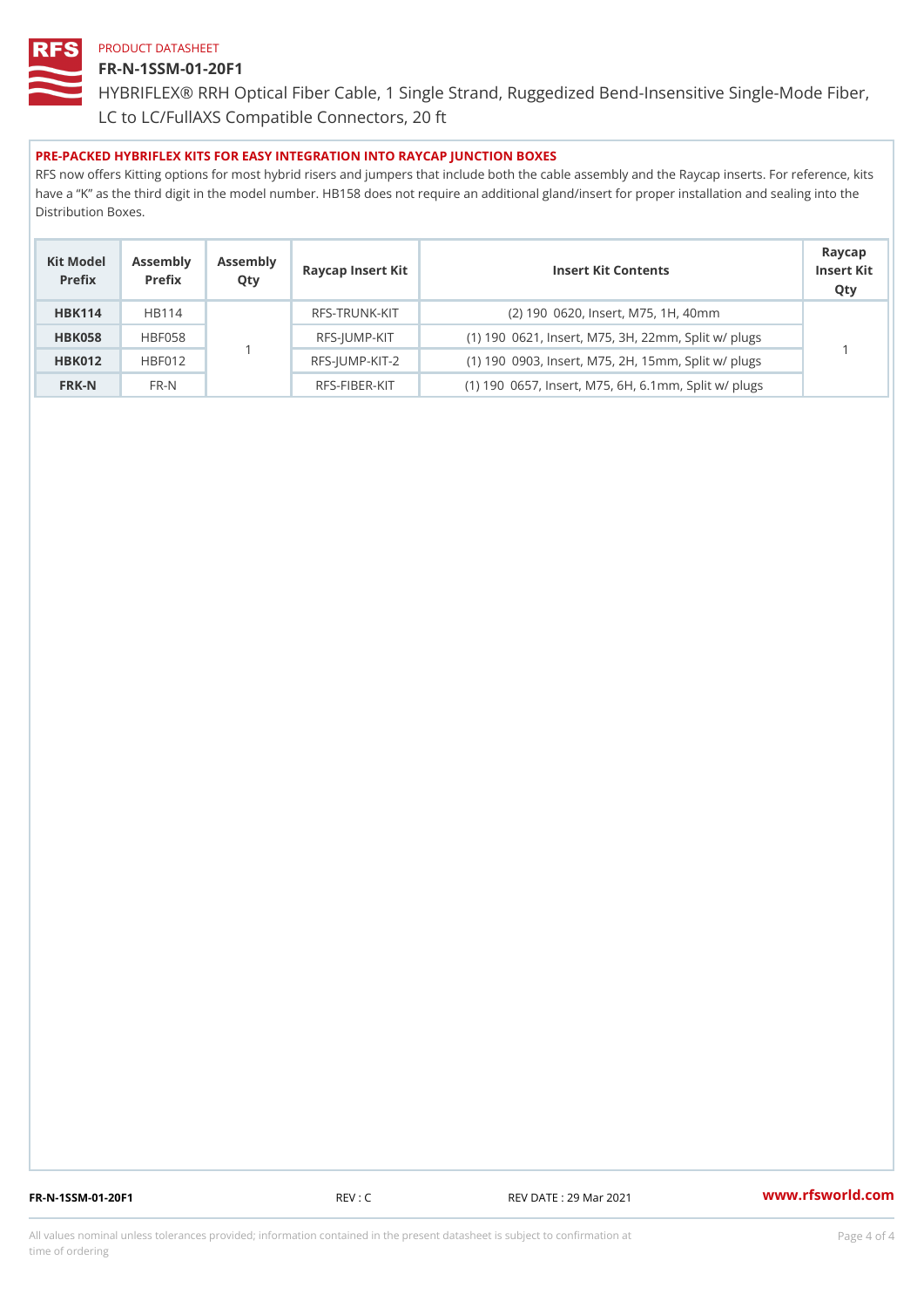PRODUCT DATASHEET

# FR-N-1SSM-01-20F1

HYBRIFLEX® RRH Optical Fiber Cable, 1 Single Strand, Ruggedized Bend-Insensitive Single-Mode Fiber, LC to LC/FullAXS Compatible Connectors, 20 ft

## PRE-PACKED HYBRIFLEX KITS FOR EASY INTEGRATION INTO RAYCAP JUNCTION BOXES

RFS now offers Kitting options for most hybrid risers and jumpers that include both the cable assembly and the Raycap inserts. For reference, kits have a "K" as the third digit in the model number. HB158 does not require an additional gland/insert for proper installation and sealing into the Distribution Boxes.

| Kit Model Prefix | Assembly Prefix | Assembly Qty | Raycap Insert Kit | Insert Kit Contents | Raycap Insert Kit Qty |
|---|---|---|---|---|---|
| **HBK114** | HB114 | 1 | RFS-TRUNK-KIT | (2) 190_0620, Insert, M75, 1H, 40mm | 1 |
| **HBK058** | HBF058 | | RFS-JUMP-KIT | (1) 190_0621, Insert, M75, 3H, 22mm, Split w/ plugs | |
| **HBK012** | HBF012 | | RFS-JUMP-KIT-2 | (1) 190_0903, Insert, M75, 2H, 15mm, Split w/ plugs | |
| **FRK-N** | FR-N | | RFS-FIBER-KIT | (1) 190_0657, Insert, M75, 6H, 6.1mm, Split w/ plugs | |

FR-N-1SSM-01-20F1 REV : C REV DATE : 29 Mar 2021 www.rfsworld.com

All values nominal unless tolerances provided; information contained in the present datasheet is subject to confirmation at time of ordering